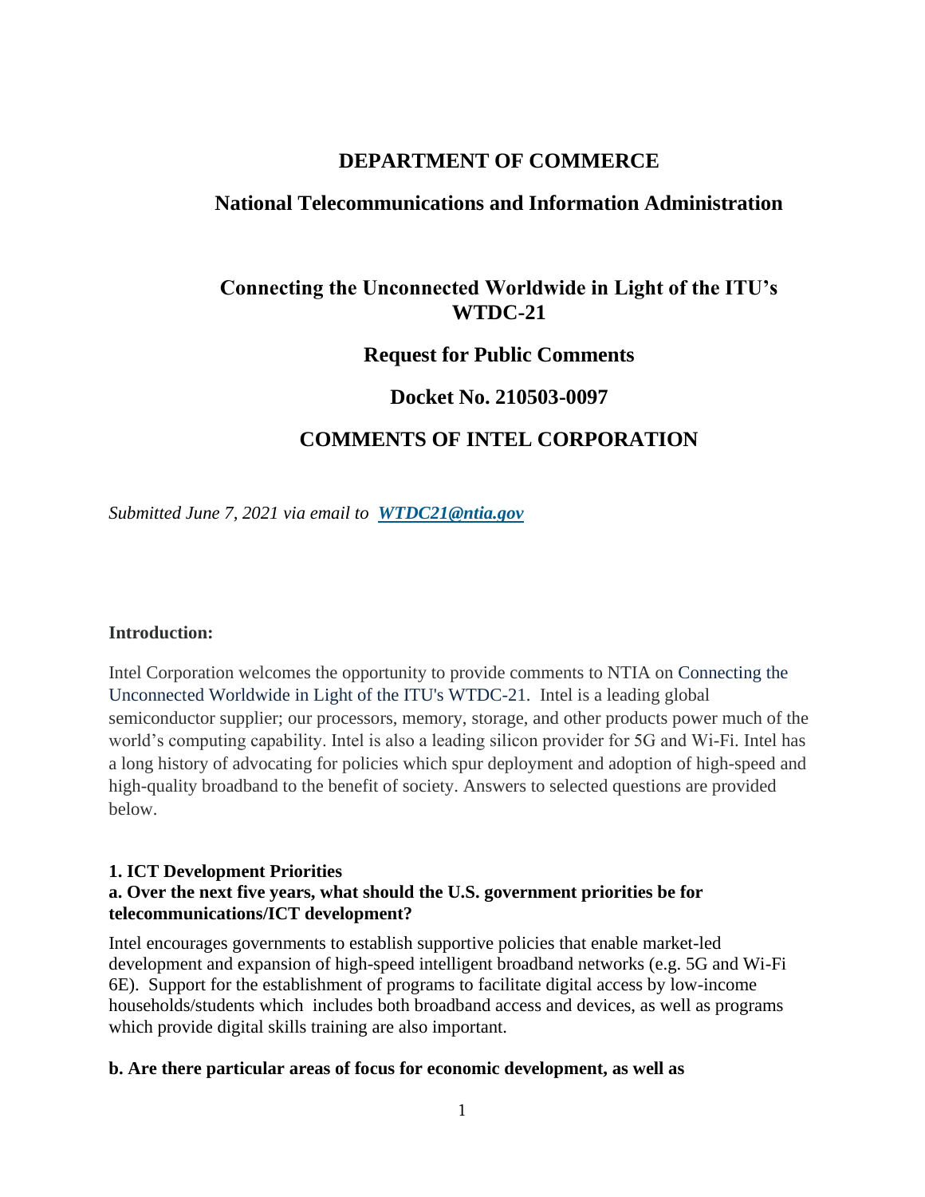# DEPARTMENT OF COMMERCE

## National Telecommunications and Information Administration

## Connecting the Unconnected Worldwide in Light of the ITU's WTDC-21

## Request for Public Comments

## Docket No. 210503-0097

## COMMENTS OF INTEL CORPORATION

*Submitted June 7, 2021 via email to* ***WTDC21@ntia.gov***

**Introduction:**

Intel Corporation welcomes the opportunity to provide comments to NTIA on Connecting the Unconnected Worldwide in Light of the ITU's WTDC-21. Intel is a leading global semiconductor supplier; our processors, memory, storage, and other products power much of the world's computing capability. Intel is also a leading silicon provider for 5G and Wi-Fi. Intel has a long history of advocating for policies which spur deployment and adoption of high-speed and high-quality broadband to the benefit of society. Answers to selected questions are provided below.

**1. ICT Development Priorities**

**a. Over the next five years, what should the U.S. government priorities be for telecommunications/ICT development?**

Intel encourages governments to establish supportive policies that enable market-led development and expansion of high-speed intelligent broadband networks (e.g. 5G and Wi-Fi 6E). Support for the establishment of programs to facilitate digital access by low-income households/students which includes both broadband access and devices, as well as programs which provide digital skills training are also important.

**b. Are there particular areas of focus for economic development, as well as**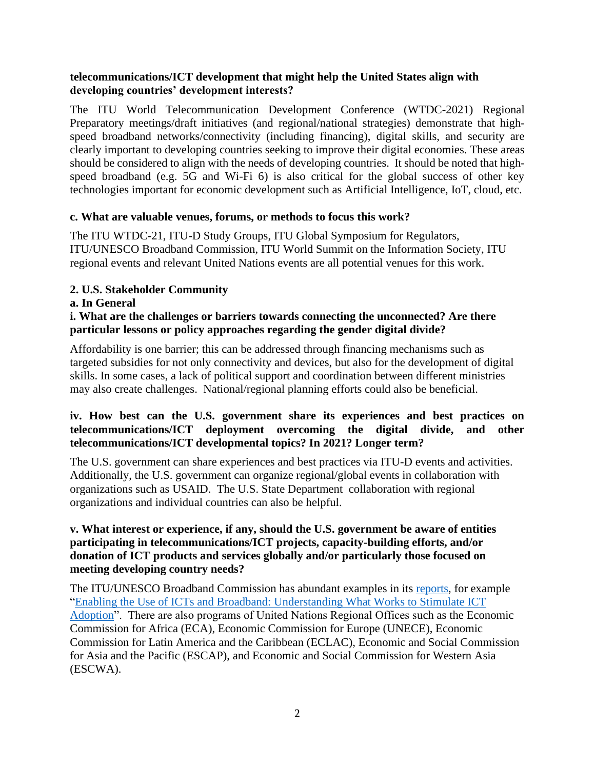**telecommunications/ICT development that might help the United States align with developing countries' development interests?**

The ITU World Telecommunication Development Conference (WTDC-2021) Regional Preparatory meetings/draft initiatives (and regional/national strategies) demonstrate that high-speed broadband networks/connectivity (including financing), digital skills, and security are clearly important to developing countries seeking to improve their digital economies. These areas should be considered to align with the needs of developing countries. It should be noted that high-speed broadband (e.g. 5G and Wi-Fi 6) is also critical for the global success of other key technologies important for economic development such as Artificial Intelligence, IoT, cloud, etc.

**c. What are valuable venues, forums, or methods to focus this work?**

The ITU WTDC-21, ITU-D Study Groups, ITU Global Symposium for Regulators, ITU/UNESCO Broadband Commission, ITU World Summit on the Information Society, ITU regional events and relevant United Nations events are all potential venues for this work.

**2. U.S. Stakeholder Community**

**a. In General**

**i. What are the challenges or barriers towards connecting the unconnected? Are there particular lessons or policy approaches regarding the gender digital divide?**

Affordability is one barrier; this can be addressed through financing mechanisms such as targeted subsidies for not only connectivity and devices, but also for the development of digital skills. In some cases, a lack of political support and coordination between different ministries may also create challenges. National/regional planning efforts could also be beneficial.

**iv. How best can the U.S. government share its experiences and best practices on telecommunications/ICT deployment overcoming the digital divide, and other telecommunications/ICT developmental topics? In 2021? Longer term?**

The U.S. government can share experiences and best practices via ITU-D events and activities. Additionally, the U.S. government can organize regional/global events in collaboration with organizations such as USAID. The U.S. State Department collaboration with regional organizations and individual countries can also be helpful.

**v. What interest or experience, if any, should the U.S. government be aware of entities participating in telecommunications/ICT projects, capacity-building efforts, and/or donation of ICT products and services globally and/or particularly those focused on meeting developing country needs?**

The ITU/UNESCO Broadband Commission has abundant examples in its reports, for example "Enabling the Use of ICTs and Broadband: Understanding What Works to Stimulate ICT Adoption". There are also programs of United Nations Regional Offices such as the Economic Commission for Africa (ECA), Economic Commission for Europe (UNECE), Economic Commission for Latin America and the Caribbean (ECLAC), Economic and Social Commission for Asia and the Pacific (ESCAP), and Economic and Social Commission for Western Asia (ESCWA).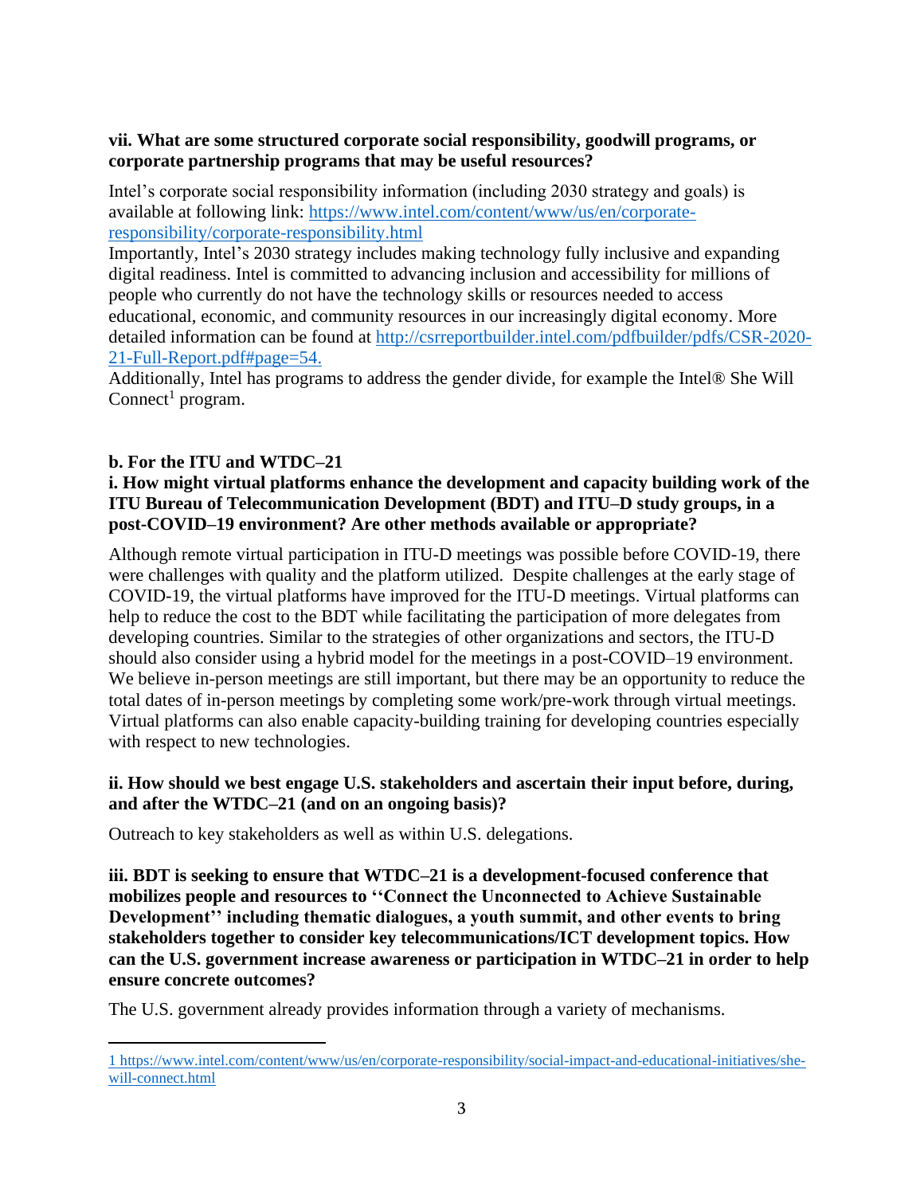**vii. What are some structured corporate social responsibility, goodwill programs, or corporate partnership programs that may be useful resources?**

Intel's corporate social responsibility information (including 2030 strategy and goals) is available at following link: https://www.intel.com/content/www/us/en/corporate-responsibility/corporate-responsibility.html

Importantly, Intel's 2030 strategy includes making technology fully inclusive and expanding digital readiness. Intel is committed to advancing inclusion and accessibility for millions of people who currently do not have the technology skills or resources needed to access educational, economic, and community resources in our increasingly digital economy. More detailed information can be found at http://csrreportbuilder.intel.com/pdfbuilder/pdfs/CSR-2020-21-Full-Report.pdf#page=54.

Additionally, Intel has programs to address the gender divide, for example the Intel® She Will Connect[1] program.

**b. For the ITU and WTDC–21**

**i. How might virtual platforms enhance the development and capacity building work of the ITU Bureau of Telecommunication Development (BDT) and ITU–D study groups, in a post-COVID–19 environment? Are other methods available or appropriate?**

Although remote virtual participation in ITU-D meetings was possible before COVID-19, there were challenges with quality and the platform utilized. Despite challenges at the early stage of COVID-19, the virtual platforms have improved for the ITU-D meetings. Virtual platforms can help to reduce the cost to the BDT while facilitating the participation of more delegates from developing countries. Similar to the strategies of other organizations and sectors, the ITU-D should also consider using a hybrid model for the meetings in a post-COVID–19 environment. We believe in-person meetings are still important, but there may be an opportunity to reduce the total dates of in-person meetings by completing some work/pre-work through virtual meetings. Virtual platforms can also enable capacity-building training for developing countries especially with respect to new technologies.

**ii. How should we best engage U.S. stakeholders and ascertain their input before, during, and after the WTDC–21 (and on an ongoing basis)?**

Outreach to key stakeholders as well as within U.S. delegations.

**iii. BDT is seeking to ensure that WTDC–21 is a development-focused conference that mobilizes people and resources to ''Connect the Unconnected to Achieve Sustainable Development'' including thematic dialogues, a youth summit, and other events to bring stakeholders together to consider key telecommunications/ICT development topics. How can the U.S. government increase awareness or participation in WTDC–21 in order to help ensure concrete outcomes?**

The U.S. government already provides information through a variety of mechanisms.

---

[1] https://www.intel.com/content/www/us/en/corporate-responsibility/social-impact-and-educational-initiatives/she-will-connect.html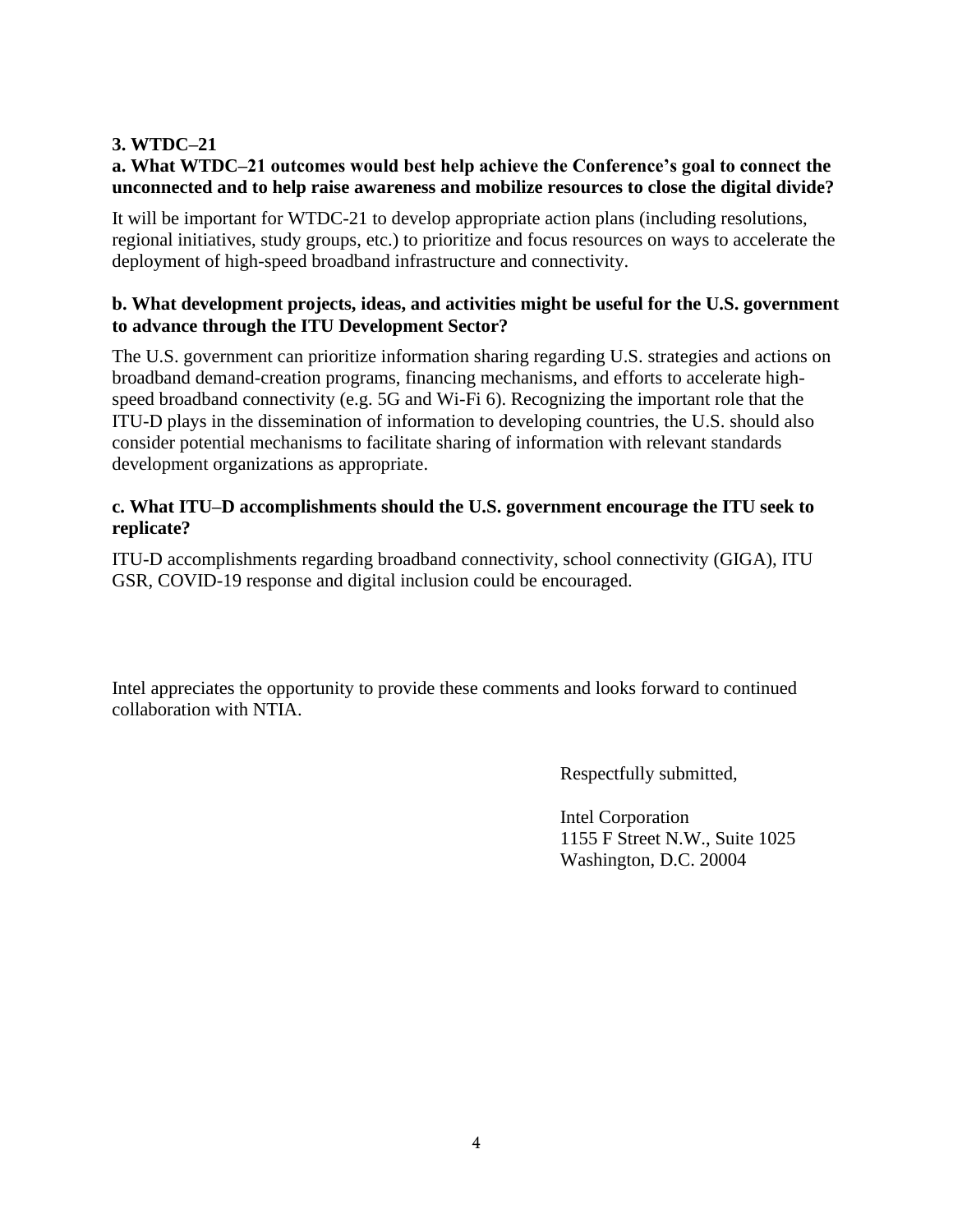**3. WTDC–21**

**a. What WTDC–21 outcomes would best help achieve the Conference's goal to connect the unconnected and to help raise awareness and mobilize resources to close the digital divide?**

It will be important for WTDC-21 to develop appropriate action plans (including resolutions, regional initiatives, study groups, etc.) to prioritize and focus resources on ways to accelerate the deployment of high-speed broadband infrastructure and connectivity.

**b. What development projects, ideas, and activities might be useful for the U.S. government to advance through the ITU Development Sector?**

The U.S. government can prioritize information sharing regarding U.S. strategies and actions on broadband demand-creation programs, financing mechanisms, and efforts to accelerate high-speed broadband connectivity (e.g. 5G and Wi-Fi 6). Recognizing the important role that the ITU-D plays in the dissemination of information to developing countries, the U.S. should also consider potential mechanisms to facilitate sharing of information with relevant standards development organizations as appropriate.

**c. What ITU–D accomplishments should the U.S. government encourage the ITU seek to replicate?**

ITU-D accomplishments regarding broadband connectivity, school connectivity (GIGA), ITU GSR, COVID-19 response and digital inclusion could be encouraged.

Intel appreciates the opportunity to provide these comments and looks forward to continued collaboration with NTIA.

Respectfully submitted,

Intel Corporation
1155 F Street N.W., Suite 1025
Washington, D.C. 20004